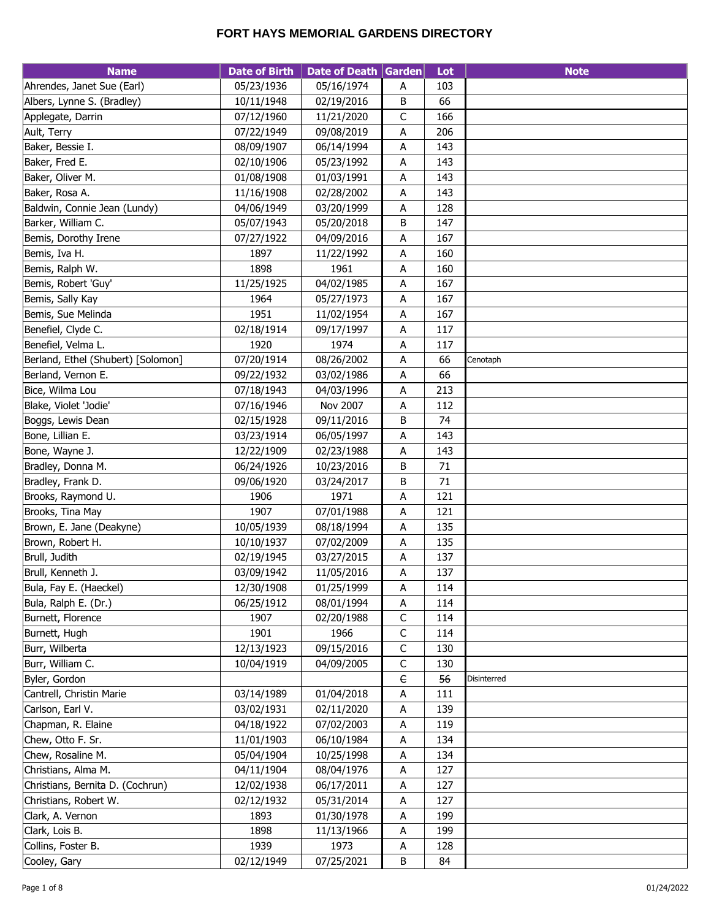# FORT HAYS MEMORIAL GARDENS DIRECTORY

| Name | Date of Birth | Date of Death | Garden | Lot | Note |
|---|---|---|---|---|---|
| Ahrendes, Janet Sue (Earl) | 05/23/1936 | 05/16/1974 | A | 103 | |
| Albers, Lynne S. (Bradley) | 10/11/1948 | 02/19/2016 | B | 66 | |
| Applegate, Darrin | 07/12/1960 | 11/21/2020 | C | 166 | |
| Ault, Terry | 07/22/1949 | 09/08/2019 | A | 206 | |
| Baker, Bessie I. | 08/09/1907 | 06/14/1994 | A | 143 | |
| Baker, Fred E. | 02/10/1906 | 05/23/1992 | A | 143 | |
| Baker, Oliver M. | 01/08/1908 | 01/03/1991 | A | 143 | |
| Baker, Rosa A. | 11/16/1908 | 02/28/2002 | A | 143 | |
| Baldwin, Connie Jean (Lundy) | 04/06/1949 | 03/20/1999 | A | 128 | |
| Barker, William C. | 05/07/1943 | 05/20/2018 | B | 147 | |
| Bemis, Dorothy Irene | 07/27/1922 | 04/09/2016 | A | 167 | |
| Bemis, Iva H. | 1897 | 11/22/1992 | A | 160 | |
| Bemis, Ralph W. | 1898 | 1961 | A | 160 | |
| Bemis, Robert 'Guy' | 11/25/1925 | 04/02/1985 | A | 167 | |
| Bemis, Sally Kay | 1964 | 05/27/1973 | A | 167 | |
| Bemis, Sue Melinda | 1951 | 11/02/1954 | A | 167 | |
| Benefiel, Clyde C. | 02/18/1914 | 09/17/1997 | A | 117 | |
| Benefiel, Velma L. | 1920 | 1974 | A | 117 | |
| Berland, Ethel (Shubert) [Solomon] | 07/20/1914 | 08/26/2002 | A | 66 | Cenotaph |
| Berland, Vernon E. | 09/22/1932 | 03/02/1986 | A | 66 | |
| Bice, Wilma Lou | 07/18/1943 | 04/03/1996 | A | 213 | |
| Blake, Violet 'Jodie' | 07/16/1946 | Nov 2007 | A | 112 | |
| Boggs, Lewis Dean | 02/15/1928 | 09/11/2016 | B | 74 | |
| Bone, Lillian E. | 03/23/1914 | 06/05/1997 | A | 143 | |
| Bone, Wayne J. | 12/22/1909 | 02/23/1988 | A | 143 | |
| Bradley, Donna M. | 06/24/1926 | 10/23/2016 | B | 71 | |
| Bradley, Frank D. | 09/06/1920 | 03/24/2017 | B | 71 | |
| Brooks, Raymond U. | 1906 | 1971 | A | 121 | |
| Brooks, Tina May | 1907 | 07/01/1988 | A | 121 | |
| Brown, E. Jane (Deakyne) | 10/05/1939 | 08/18/1994 | A | 135 | |
| Brown, Robert H. | 10/10/1937 | 07/02/2009 | A | 135 | |
| Brull, Judith | 02/19/1945 | 03/27/2015 | A | 137 | |
| Brull, Kenneth J. | 03/09/1942 | 11/05/2016 | A | 137 | |
| Bula, Fay E. (Haeckel) | 12/30/1908 | 01/25/1999 | A | 114 | |
| Bula, Ralph E. (Dr.) | 06/25/1912 | 08/01/1994 | A | 114 | |
| Burnett, Florence | 1907 | 02/20/1988 | C | 114 | |
| Burnett, Hugh | 1901 | 1966 | C | 114 | |
| Burr, Wilberta | 12/13/1923 | 09/15/2016 | C | 130 | |
| Burr, William C. | 10/04/1919 | 04/09/2005 | C | 130 | |
| Byler, Gordon | | | ~~C~~ | ~~56~~ | Disinterred |
| Cantrell, Christin Marie | 03/14/1989 | 01/04/2018 | A | 111 | |
| Carlson, Earl V. | 03/02/1931 | 02/11/2020 | A | 139 | |
| Chapman, R. Elaine | 04/18/1922 | 07/02/2003 | A | 119 | |
| Chew, Otto F. Sr. | 11/01/1903 | 06/10/1984 | A | 134 | |
| Chew, Rosaline M. | 05/04/1904 | 10/25/1998 | A | 134 | |
| Christians, Alma M. | 04/11/1904 | 08/04/1976 | A | 127 | |
| Christians, Bernita D. (Cochrun) | 12/02/1938 | 06/17/2011 | A | 127 | |
| Christians, Robert W. | 02/12/1932 | 05/31/2014 | A | 127 | |
| Clark, A. Vernon | 1893 | 01/30/1978 | A | 199 | |
| Clark, Lois B. | 1898 | 11/13/1966 | A | 199 | |
| Collins, Foster B. | 1939 | 1973 | A | 128 | |
| Cooley, Gary | 02/12/1949 | 07/25/2021 | B | 84 | |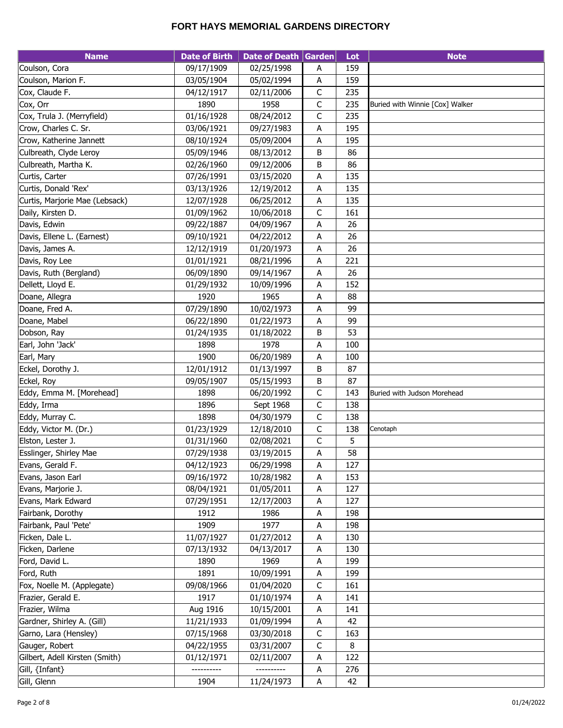# FORT HAYS MEMORIAL GARDENS DIRECTORY

| Name | Date of Birth | Date of Death | Garden | Lot | Note |
|---|---|---|---|---|---|
| Coulson, Cora | 09/17/1909 | 02/25/1998 | A | 159 | |
| Coulson, Marion F. | 03/05/1904 | 05/02/1994 | A | 159 | |
| Cox, Claude F. | 04/12/1917 | 02/11/2006 | C | 235 | |
| Cox, Orr | 1890 | 1958 | C | 235 | Buried with Winnie [Cox] Walker |
| Cox, Trula J. (Merryfield) | 01/16/1928 | 08/24/2012 | C | 235 | |
| Crow, Charles C. Sr. | 03/06/1921 | 09/27/1983 | A | 195 | |
| Crow, Katherine Jannett | 08/10/1924 | 05/09/2004 | A | 195 | |
| Culbreath, Clyde Leroy | 05/09/1946 | 08/13/2012 | B | 86 | |
| Culbreath, Martha K. | 02/26/1960 | 09/12/2006 | B | 86 | |
| Curtis, Carter | 07/26/1991 | 03/15/2020 | A | 135 | |
| Curtis, Donald 'Rex' | 03/13/1926 | 12/19/2012 | A | 135 | |
| Curtis, Marjorie Mae (Lebsack) | 12/07/1928 | 06/25/2012 | A | 135 | |
| Daily, Kirsten D. | 01/09/1962 | 10/06/2018 | C | 161 | |
| Davis, Edwin | 09/22/1887 | 04/09/1967 | A | 26 | |
| Davis, Ellene L. (Earnest) | 09/10/1921 | 04/22/2012 | A | 26 | |
| Davis, James A. | 12/12/1919 | 01/20/1973 | A | 26 | |
| Davis, Roy Lee | 01/01/1921 | 08/21/1996 | A | 221 | |
| Davis, Ruth (Bergland) | 06/09/1890 | 09/14/1967 | A | 26 | |
| Dellett, Lloyd E. | 01/29/1932 | 10/09/1996 | A | 152 | |
| Doane, Allegra | 1920 | 1965 | A | 88 | |
| Doane, Fred A. | 07/29/1890 | 10/02/1973 | A | 99 | |
| Doane, Mabel | 06/22/1890 | 01/22/1973 | A | 99 | |
| Dobson, Ray | 01/24/1935 | 01/18/2022 | B | 53 | |
| Earl, John 'Jack' | 1898 | 1978 | A | 100 | |
| Earl, Mary | 1900 | 06/20/1989 | A | 100 | |
| Eckel, Dorothy J. | 12/01/1912 | 01/13/1997 | B | 87 | |
| Eckel, Roy | 09/05/1907 | 05/15/1993 | B | 87 | |
| Eddy, Emma M. [Morehead] | 1898 | 06/20/1992 | C | 143 | Buried with Judson Morehead |
| Eddy, Irma | 1896 | Sept 1968 | C | 138 | |
| Eddy, Murray C. | 1898 | 04/30/1979 | C | 138 | |
| Eddy, Victor M. (Dr.) | 01/23/1929 | 12/18/2010 | C | 138 | Cenotaph |
| Elston, Lester J. | 01/31/1960 | 02/08/2021 | C | 5 | |
| Esslinger, Shirley Mae | 07/29/1938 | 03/19/2015 | A | 58 | |
| Evans, Gerald F. | 04/12/1923 | 06/29/1998 | A | 127 | |
| Evans, Jason Earl | 09/16/1972 | 10/28/1982 | A | 153 | |
| Evans, Marjorie J. | 08/04/1921 | 01/05/2011 | A | 127 | |
| Evans, Mark Edward | 07/29/1951 | 12/17/2003 | A | 127 | |
| Fairbank, Dorothy | 1912 | 1986 | A | 198 | |
| Fairbank, Paul 'Pete' | 1909 | 1977 | A | 198 | |
| Ficken, Dale L. | 11/07/1927 | 01/27/2012 | A | 130 | |
| Ficken, Darlene | 07/13/1932 | 04/13/2017 | A | 130 | |
| Ford, David L. | 1890 | 1969 | A | 199 | |
| Ford, Ruth | 1891 | 10/09/1991 | A | 199 | |
| Fox, Noelle M. (Applegate) | 09/08/1966 | 01/04/2020 | C | 161 | |
| Frazier, Gerald E. | 1917 | 01/10/1974 | A | 141 | |
| Frazier, Wilma | Aug 1916 | 10/15/2001 | A | 141 | |
| Gardner, Shirley A. (Gill) | 11/21/1933 | 01/09/1994 | A | 42 | |
| Garno, Lara (Hensley) | 07/15/1968 | 03/30/2018 | C | 163 | |
| Gauger, Robert | 04/22/1955 | 03/31/2007 | C | 8 | |
| Gilbert, Adell Kirsten (Smith) | 01/12/1971 | 02/11/2007 | A | 122 | |
| Gill, {Infant} | ---------- | ---------- | A | 276 | |
| Gill, Glenn | 1904 | 11/24/1973 | A | 42 | |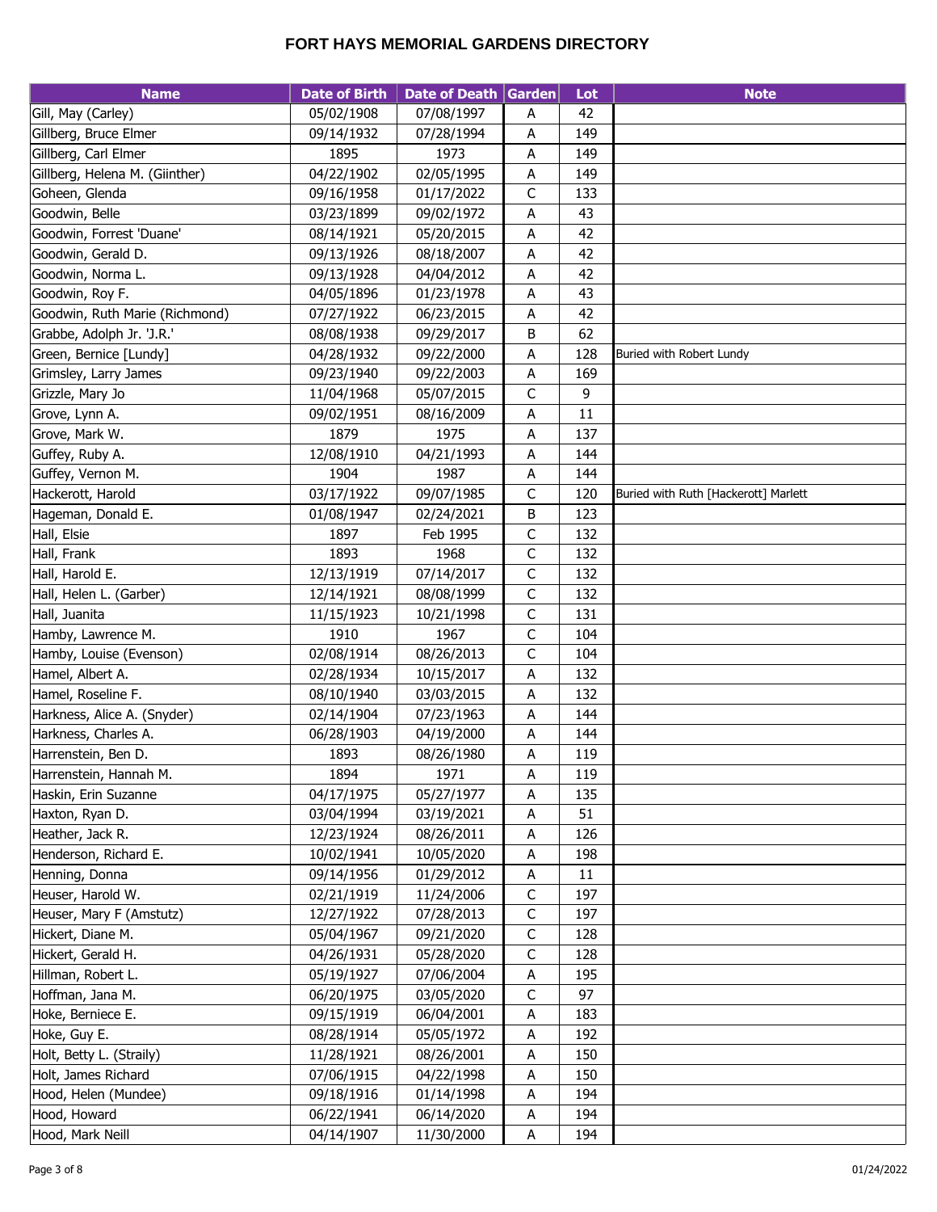# FORT HAYS MEMORIAL GARDENS DIRECTORY

| Name | Date of Birth | Date of Death | Garden | Lot | Note |
|---|---|---|---|---|---|
| Gill, May (Carley) | 05/02/1908 | 07/08/1997 | A | 42 | |
| Gillberg, Bruce Elmer | 09/14/1932 | 07/28/1994 | A | 149 | |
| Gillberg, Carl Elmer | 1895 | 1973 | A | 149 | |
| Gillberg, Helena M. (Giinther) | 04/22/1902 | 02/05/1995 | A | 149 | |
| Goheen, Glenda | 09/16/1958 | 01/17/2022 | C | 133 | |
| Goodwin, Belle | 03/23/1899 | 09/02/1972 | A | 43 | |
| Goodwin, Forrest 'Duane' | 08/14/1921 | 05/20/2015 | A | 42 | |
| Goodwin, Gerald D. | 09/13/1926 | 08/18/2007 | A | 42 | |
| Goodwin, Norma L. | 09/13/1928 | 04/04/2012 | A | 42 | |
| Goodwin, Roy F. | 04/05/1896 | 01/23/1978 | A | 43 | |
| Goodwin, Ruth Marie (Richmond) | 07/27/1922 | 06/23/2015 | A | 42 | |
| Grabbe, Adolph Jr. 'J.R.' | 08/08/1938 | 09/29/2017 | B | 62 | |
| Green, Bernice [Lundy] | 04/28/1932 | 09/22/2000 | A | 128 | Buried with Robert Lundy |
| Grimsley, Larry James | 09/23/1940 | 09/22/2003 | A | 169 | |
| Grizzle, Mary Jo | 11/04/1968 | 05/07/2015 | C | 9 | |
| Grove, Lynn A. | 09/02/1951 | 08/16/2009 | A | 11 | |
| Grove, Mark W. | 1879 | 1975 | A | 137 | |
| Guffey, Ruby A. | 12/08/1910 | 04/21/1993 | A | 144 | |
| Guffey, Vernon M. | 1904 | 1987 | A | 144 | |
| Hackerott, Harold | 03/17/1922 | 09/07/1985 | C | 120 | Buried with Ruth [Hackerott] Marlett |
| Hageman, Donald E. | 01/08/1947 | 02/24/2021 | B | 123 | |
| Hall, Elsie | 1897 | Feb 1995 | C | 132 | |
| Hall, Frank | 1893 | 1968 | C | 132 | |
| Hall, Harold E. | 12/13/1919 | 07/14/2017 | C | 132 | |
| Hall, Helen L. (Garber) | 12/14/1921 | 08/08/1999 | C | 132 | |
| Hall, Juanita | 11/15/1923 | 10/21/1998 | C | 131 | |
| Hamby, Lawrence M. | 1910 | 1967 | C | 104 | |
| Hamby, Louise (Evenson) | 02/08/1914 | 08/26/2013 | C | 104 | |
| Hamel, Albert A. | 02/28/1934 | 10/15/2017 | A | 132 | |
| Hamel, Roseline F. | 08/10/1940 | 03/03/2015 | A | 132 | |
| Harkness, Alice A. (Snyder) | 02/14/1904 | 07/23/1963 | A | 144 | |
| Harkness, Charles A. | 06/28/1903 | 04/19/2000 | A | 144 | |
| Harrenstein, Ben D. | 1893 | 08/26/1980 | A | 119 | |
| Harrenstein, Hannah M. | 1894 | 1971 | A | 119 | |
| Haskin, Erin Suzanne | 04/17/1975 | 05/27/1977 | A | 135 | |
| Haxton, Ryan D. | 03/04/1994 | 03/19/2021 | A | 51 | |
| Heather, Jack R. | 12/23/1924 | 08/26/2011 | A | 126 | |
| Henderson, Richard E. | 10/02/1941 | 10/05/2020 | A | 198 | |
| Henning, Donna | 09/14/1956 | 01/29/2012 | A | 11 | |
| Heuser, Harold W. | 02/21/1919 | 11/24/2006 | C | 197 | |
| Heuser, Mary F (Amstutz) | 12/27/1922 | 07/28/2013 | C | 197 | |
| Hickert, Diane M. | 05/04/1967 | 09/21/2020 | C | 128 | |
| Hickert, Gerald H. | 04/26/1931 | 05/28/2020 | C | 128 | |
| Hillman, Robert L. | 05/19/1927 | 07/06/2004 | A | 195 | |
| Hoffman, Jana M. | 06/20/1975 | 03/05/2020 | C | 97 | |
| Hoke, Berniece E. | 09/15/1919 | 06/04/2001 | A | 183 | |
| Hoke, Guy E. | 08/28/1914 | 05/05/1972 | A | 192 | |
| Holt, Betty L. (Straily) | 11/28/1921 | 08/26/2001 | A | 150 | |
| Holt, James Richard | 07/06/1915 | 04/22/1998 | A | 150 | |
| Hood, Helen (Mundee) | 09/18/1916 | 01/14/1998 | A | 194 | |
| Hood, Howard | 06/22/1941 | 06/14/2020 | A | 194 | |
| Hood, Mark Neill | 04/14/1907 | 11/30/2000 | A | 194 | |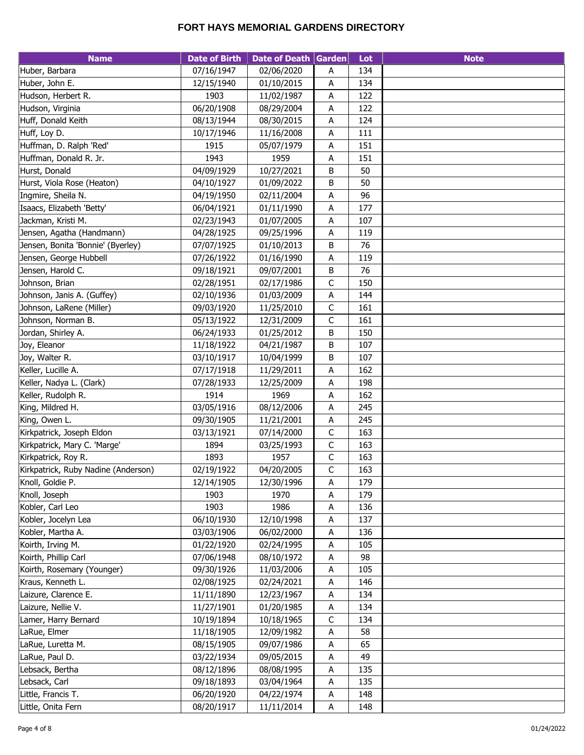# FORT HAYS MEMORIAL GARDENS DIRECTORY

| Name | Date of Birth | Date of Death | Garden | Lot | Note |
|---|---|---|---|---|---|
| Huber, Barbara | 07/16/1947 | 02/06/2020 | A | 134 | |
| Huber, John E. | 12/15/1940 | 01/10/2015 | A | 134 | |
| Hudson, Herbert R. | 1903 | 11/02/1987 | A | 122 | |
| Hudson, Virginia | 06/20/1908 | 08/29/2004 | A | 122 | |
| Huff, Donald Keith | 08/13/1944 | 08/30/2015 | A | 124 | |
| Huff, Loy D. | 10/17/1946 | 11/16/2008 | A | 111 | |
| Huffman, D. Ralph 'Red' | 1915 | 05/07/1979 | A | 151 | |
| Huffman, Donald R. Jr. | 1943 | 1959 | A | 151 | |
| Hurst, Donald | 04/09/1929 | 10/27/2021 | B | 50 | |
| Hurst, Viola Rose (Heaton) | 04/10/1927 | 01/09/2022 | B | 50 | |
| Ingmire, Sheila N. | 04/19/1950 | 02/11/2004 | A | 96 | |
| Isaacs, Elizabeth 'Betty' | 06/04/1921 | 01/11/1990 | A | 177 | |
| Jackman, Kristi M. | 02/23/1943 | 01/07/2005 | A | 107 | |
| Jensen, Agatha (Handmann) | 04/28/1925 | 09/25/1996 | A | 119 | |
| Jensen, Bonita 'Bonnie' (Byerley) | 07/07/1925 | 01/10/2013 | B | 76 | |
| Jensen, George Hubbell | 07/26/1922 | 01/16/1990 | A | 119 | |
| Jensen, Harold C. | 09/18/1921 | 09/07/2001 | B | 76 | |
| Johnson, Brian | 02/28/1951 | 02/17/1986 | C | 150 | |
| Johnson, Janis A. (Guffey) | 02/10/1936 | 01/03/2009 | A | 144 | |
| Johnson, LaRene (Miller) | 09/03/1920 | 11/25/2010 | C | 161 | |
| Johnson, Norman B. | 05/13/1922 | 12/31/2009 | C | 161 | |
| Jordan, Shirley A. | 06/24/1933 | 01/25/2012 | B | 150 | |
| Joy, Eleanor | 11/18/1922 | 04/21/1987 | B | 107 | |
| Joy, Walter R. | 03/10/1917 | 10/04/1999 | B | 107 | |
| Keller, Lucille A. | 07/17/1918 | 11/29/2011 | A | 162 | |
| Keller, Nadya L. (Clark) | 07/28/1933 | 12/25/2009 | A | 198 | |
| Keller, Rudolph R. | 1914 | 1969 | A | 162 | |
| King, Mildred H. | 03/05/1916 | 08/12/2006 | A | 245 | |
| King, Owen L. | 09/30/1905 | 11/21/2001 | A | 245 | |
| Kirkpatrick, Joseph Eldon | 03/13/1921 | 07/14/2000 | C | 163 | |
| Kirkpatrick, Mary C. 'Marge' | 1894 | 03/25/1993 | C | 163 | |
| Kirkpatrick, Roy R. | 1893 | 1957 | C | 163 | |
| Kirkpatrick, Ruby Nadine (Anderson) | 02/19/1922 | 04/20/2005 | C | 163 | |
| Knoll, Goldie P. | 12/14/1905 | 12/30/1996 | A | 179 | |
| Knoll, Joseph | 1903 | 1970 | A | 179 | |
| Kobler, Carl Leo | 1903 | 1986 | A | 136 | |
| Kobler, Jocelyn Lea | 06/10/1930 | 12/10/1998 | A | 137 | |
| Kobler, Martha A. | 03/03/1906 | 06/02/2000 | A | 136 | |
| Koirth, Irving M. | 01/22/1920 | 02/24/1995 | A | 105 | |
| Koirth, Phillip Carl | 07/06/1948 | 08/10/1972 | A | 98 | |
| Koirth, Rosemary (Younger) | 09/30/1926 | 11/03/2006 | A | 105 | |
| Kraus, Kenneth L. | 02/08/1925 | 02/24/2021 | A | 146 | |
| Laizure, Clarence E. | 11/11/1890 | 12/23/1967 | A | 134 | |
| Laizure, Nellie V. | 11/27/1901 | 01/20/1985 | A | 134 | |
| Lamer, Harry Bernard | 10/19/1894 | 10/18/1965 | C | 134 | |
| LaRue, Elmer | 11/18/1905 | 12/09/1982 | A | 58 | |
| LaRue, Luretta M. | 08/15/1905 | 09/07/1986 | A | 65 | |
| LaRue, Paul D. | 03/22/1934 | 09/05/2015 | A | 49 | |
| Lebsack, Bertha | 08/12/1896 | 08/08/1995 | A | 135 | |
| Lebsack, Carl | 09/18/1893 | 03/04/1964 | A | 135 | |
| Little, Francis T. | 06/20/1920 | 04/22/1974 | A | 148 | |
| Little, Onita Fern | 08/20/1917 | 11/11/2014 | A | 148 | |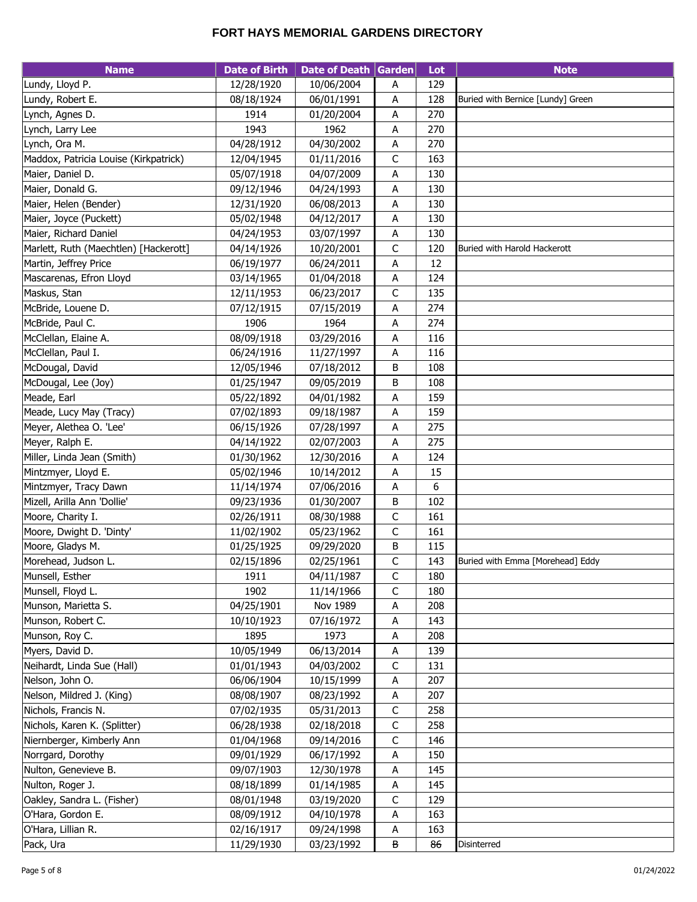# FORT HAYS MEMORIAL GARDENS DIRECTORY

| Name | Date of Birth | Date of Death | Garden | Lot | Note |
|---|---|---|---|---|---|
| Lundy, Lloyd P. | 12/28/1920 | 10/06/2004 | A | 129 | |
| Lundy, Robert E. | 08/18/1924 | 06/01/1991 | A | 128 | Buried with Bernice [Lundy] Green |
| Lynch, Agnes D. | 1914 | 01/20/2004 | A | 270 | |
| Lynch, Larry Lee | 1943 | 1962 | A | 270 | |
| Lynch, Ora M. | 04/28/1912 | 04/30/2002 | A | 270 | |
| Maddox, Patricia Louise (Kirkpatrick) | 12/04/1945 | 01/11/2016 | C | 163 | |
| Maier, Daniel D. | 05/07/1918 | 04/07/2009 | A | 130 | |
| Maier, Donald G. | 09/12/1946 | 04/24/1993 | A | 130 | |
| Maier, Helen (Bender) | 12/31/1920 | 06/08/2013 | A | 130 | |
| Maier, Joyce (Puckett) | 05/02/1948 | 04/12/2017 | A | 130 | |
| Maier, Richard Daniel | 04/24/1953 | 03/07/1997 | A | 130 | |
| Marlett, Ruth (Maechtlen) [Hackerott] | 04/14/1926 | 10/20/2001 | C | 120 | Buried with Harold Hackerott |
| Martin, Jeffrey Price | 06/19/1977 | 06/24/2011 | A | 12 | |
| Mascarenas, Efron Lloyd | 03/14/1965 | 01/04/2018 | A | 124 | |
| Maskus, Stan | 12/11/1953 | 06/23/2017 | C | 135 | |
| McBride, Louene D. | 07/12/1915 | 07/15/2019 | A | 274 | |
| McBride, Paul C. | 1906 | 1964 | A | 274 | |
| McClellan, Elaine A. | 08/09/1918 | 03/29/2016 | A | 116 | |
| McClellan, Paul I. | 06/24/1916 | 11/27/1997 | A | 116 | |
| McDougal, David | 12/05/1946 | 07/18/2012 | B | 108 | |
| McDougal, Lee (Joy) | 01/25/1947 | 09/05/2019 | B | 108 | |
| Meade, Earl | 05/22/1892 | 04/01/1982 | A | 159 | |
| Meade, Lucy May (Tracy) | 07/02/1893 | 09/18/1987 | A | 159 | |
| Meyer, Alethea O. 'Lee' | 06/15/1926 | 07/28/1997 | A | 275 | |
| Meyer, Ralph E. | 04/14/1922 | 02/07/2003 | A | 275 | |
| Miller, Linda Jean (Smith) | 01/30/1962 | 12/30/2016 | A | 124 | |
| Mintzmyer, Lloyd E. | 05/02/1946 | 10/14/2012 | A | 15 | |
| Mintzmyer, Tracy Dawn | 11/14/1974 | 07/06/2016 | A | 6 | |
| Mizell, Arilla Ann 'Dollie' | 09/23/1936 | 01/30/2007 | B | 102 | |
| Moore, Charity I. | 02/26/1911 | 08/30/1988 | C | 161 | |
| Moore, Dwight D. 'Dinty' | 11/02/1902 | 05/23/1962 | C | 161 | |
| Moore, Gladys M. | 01/25/1925 | 09/29/2020 | B | 115 | |
| Morehead, Judson L. | 02/15/1896 | 02/25/1961 | C | 143 | Buried with Emma [Morehead] Eddy |
| Munsell, Esther | 1911 | 04/11/1987 | C | 180 | |
| Munsell, Floyd L. | 1902 | 11/14/1966 | C | 180 | |
| Munson, Marietta S. | 04/25/1901 | Nov 1989 | A | 208 | |
| Munson, Robert C. | 10/10/1923 | 07/16/1972 | A | 143 | |
| Munson, Roy C. | 1895 | 1973 | A | 208 | |
| Myers, David D. | 10/05/1949 | 06/13/2014 | A | 139 | |
| Neihardt, Linda Sue (Hall) | 01/01/1943 | 04/03/2002 | C | 131 | |
| Nelson, John O. | 06/06/1904 | 10/15/1999 | A | 207 | |
| Nelson, Mildred J. (King) | 08/08/1907 | 08/23/1992 | A | 207 | |
| Nichols, Francis N. | 07/02/1935 | 05/31/2013 | C | 258 | |
| Nichols, Karen K. (Splitter) | 06/28/1938 | 02/18/2018 | C | 258 | |
| Niernberger, Kimberly Ann | 01/04/1968 | 09/14/2016 | C | 146 | |
| Norrgard, Dorothy | 09/01/1929 | 06/17/1992 | A | 150 | |
| Nulton, Genevieve B. | 09/07/1903 | 12/30/1978 | A | 145 | |
| Nulton, Roger J. | 08/18/1899 | 01/14/1985 | A | 145 | |
| Oakley, Sandra L. (Fisher) | 08/01/1948 | 03/19/2020 | C | 129 | |
| O'Hara, Gordon E. | 08/09/1912 | 04/10/1978 | A | 163 | |
| O'Hara, Lillian R. | 02/16/1917 | 09/24/1998 | A | 163 | |
| Pack, Ura | 11/29/1930 | 03/23/1992 | ~~B~~ | ~~86~~ | Disinterred |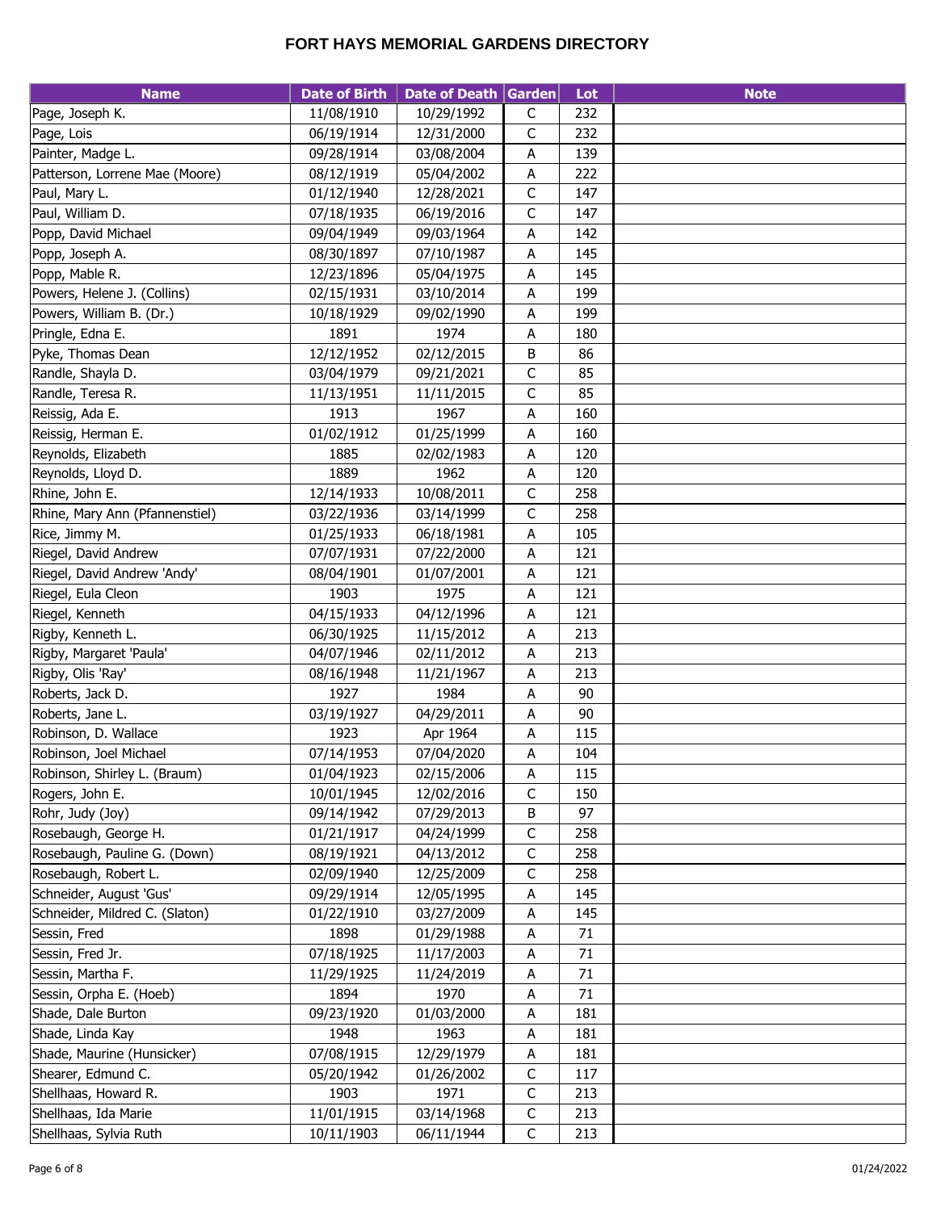# FORT HAYS MEMORIAL GARDENS DIRECTORY

| Name | Date of Birth | Date of Death | Garden | Lot | Note |
|---|---|---|---|---|---|
| Page, Joseph K. | 11/08/1910 | 10/29/1992 | C | 232 | |
| Page, Lois | 06/19/1914 | 12/31/2000 | C | 232 | |
| Painter, Madge L. | 09/28/1914 | 03/08/2004 | A | 139 | |
| Patterson, Lorrene Mae (Moore) | 08/12/1919 | 05/04/2002 | A | 222 | |
| Paul, Mary L. | 01/12/1940 | 12/28/2021 | C | 147 | |
| Paul, William D. | 07/18/1935 | 06/19/2016 | C | 147 | |
| Popp, David Michael | 09/04/1949 | 09/03/1964 | A | 142 | |
| Popp, Joseph A. | 08/30/1897 | 07/10/1987 | A | 145 | |
| Popp, Mable R. | 12/23/1896 | 05/04/1975 | A | 145 | |
| Powers, Helene J. (Collins) | 02/15/1931 | 03/10/2014 | A | 199 | |
| Powers, William B. (Dr.) | 10/18/1929 | 09/02/1990 | A | 199 | |
| Pringle, Edna E. | 1891 | 1974 | A | 180 | |
| Pyke, Thomas Dean | 12/12/1952 | 02/12/2015 | B | 86 | |
| Randle, Shayla D. | 03/04/1979 | 09/21/2021 | C | 85 | |
| Randle, Teresa R. | 11/13/1951 | 11/11/2015 | C | 85 | |
| Reissig, Ada E. | 1913 | 1967 | A | 160 | |
| Reissig, Herman E. | 01/02/1912 | 01/25/1999 | A | 160 | |
| Reynolds, Elizabeth | 1885 | 02/02/1983 | A | 120 | |
| Reynolds, Lloyd D. | 1889 | 1962 | A | 120 | |
| Rhine, John E. | 12/14/1933 | 10/08/2011 | C | 258 | |
| Rhine, Mary Ann (Pfannenstiel) | 03/22/1936 | 03/14/1999 | C | 258 | |
| Rice, Jimmy M. | 01/25/1933 | 06/18/1981 | A | 105 | |
| Riegel, David Andrew | 07/07/1931 | 07/22/2000 | A | 121 | |
| Riegel, David Andrew 'Andy' | 08/04/1901 | 01/07/2001 | A | 121 | |
| Riegel, Eula Cleon | 1903 | 1975 | A | 121 | |
| Riegel, Kenneth | 04/15/1933 | 04/12/1996 | A | 121 | |
| Rigby, Kenneth L. | 06/30/1925 | 11/15/2012 | A | 213 | |
| Rigby, Margaret 'Paula' | 04/07/1946 | 02/11/2012 | A | 213 | |
| Rigby, Olis 'Ray' | 08/16/1948 | 11/21/1967 | A | 213 | |
| Roberts, Jack D. | 1927 | 1984 | A | 90 | |
| Roberts, Jane L. | 03/19/1927 | 04/29/2011 | A | 90 | |
| Robinson, D. Wallace | 1923 | Apr 1964 | A | 115 | |
| Robinson, Joel Michael | 07/14/1953 | 07/04/2020 | A | 104 | |
| Robinson, Shirley L. (Braum) | 01/04/1923 | 02/15/2006 | A | 115 | |
| Rogers, John E. | 10/01/1945 | 12/02/2016 | C | 150 | |
| Rohr, Judy (Joy) | 09/14/1942 | 07/29/2013 | B | 97 | |
| Rosebaugh, George H. | 01/21/1917 | 04/24/1999 | C | 258 | |
| Rosebaugh, Pauline G. (Down) | 08/19/1921 | 04/13/2012 | C | 258 | |
| Rosebaugh, Robert L. | 02/09/1940 | 12/25/2009 | C | 258 | |
| Schneider, August 'Gus' | 09/29/1914 | 12/05/1995 | A | 145 | |
| Schneider, Mildred C. (Slaton) | 01/22/1910 | 03/27/2009 | A | 145 | |
| Sessin, Fred | 1898 | 01/29/1988 | A | 71 | |
| Sessin, Fred Jr. | 07/18/1925 | 11/17/2003 | A | 71 | |
| Sessin, Martha F. | 11/29/1925 | 11/24/2019 | A | 71 | |
| Sessin, Orpha E. (Hoeb) | 1894 | 1970 | A | 71 | |
| Shade, Dale Burton | 09/23/1920 | 01/03/2000 | A | 181 | |
| Shade, Linda Kay | 1948 | 1963 | A | 181 | |
| Shade, Maurine (Hunsicker) | 07/08/1915 | 12/29/1979 | A | 181 | |
| Shearer, Edmund C. | 05/20/1942 | 01/26/2002 | C | 117 | |
| Shellhaas, Howard R. | 1903 | 1971 | C | 213 | |
| Shellhaas, Ida Marie | 11/01/1915 | 03/14/1968 | C | 213 | |
| Shellhaas, Sylvia Ruth | 10/11/1903 | 06/11/1944 | C | 213 | |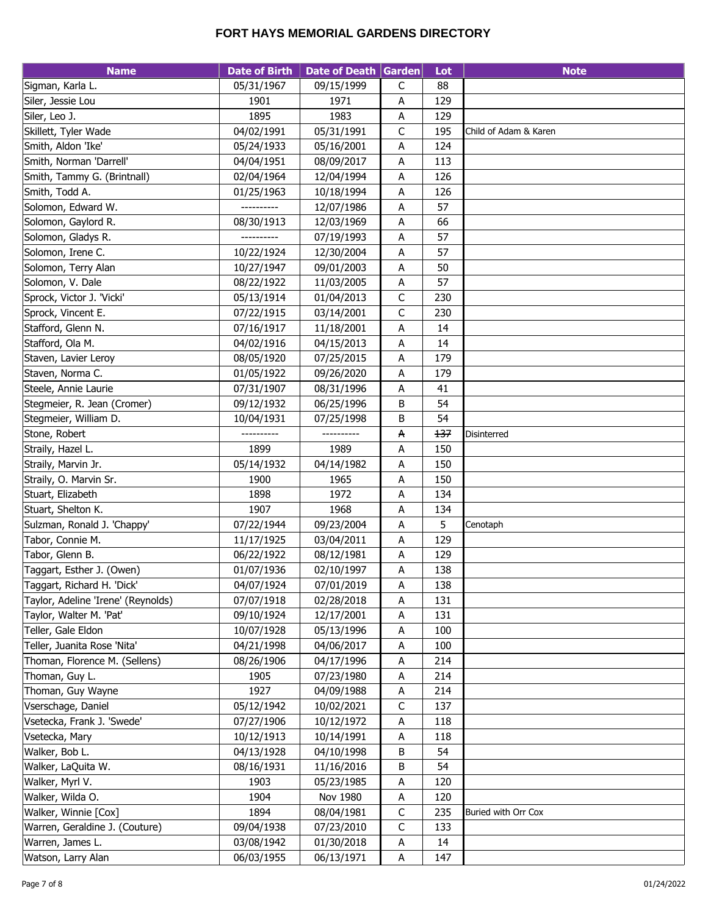# FORT HAYS MEMORIAL GARDENS DIRECTORY

| Name | Date of Birth | Date of Death | Garden | Lot | Note |
|---|---|---|---|---|---|
| Sigman, Karla L. | 05/31/1967 | 09/15/1999 | C | 88 | |
| Siler, Jessie Lou | 1901 | 1971 | A | 129 | |
| Siler, Leo J. | 1895 | 1983 | A | 129 | |
| Skillett, Tyler Wade | 04/02/1991 | 05/31/1991 | C | 195 | Child of Adam & Karen |
| Smith, Aldon 'Ike' | 05/24/1933 | 05/16/2001 | A | 124 | |
| Smith, Norman 'Darrell' | 04/04/1951 | 08/09/2017 | A | 113 | |
| Smith, Tammy G. (Brintnall) | 02/04/1964 | 12/04/1994 | A | 126 | |
| Smith, Todd A. | 01/25/1963 | 10/18/1994 | A | 126 | |
| Solomon, Edward W. | ---------- | 12/07/1986 | A | 57 | |
| Solomon, Gaylord R. | 08/30/1913 | 12/03/1969 | A | 66 | |
| Solomon, Gladys R. | ---------- | 07/19/1993 | A | 57 | |
| Solomon, Irene C. | 10/22/1924 | 12/30/2004 | A | 57 | |
| Solomon, Terry Alan | 10/27/1947 | 09/01/2003 | A | 50 | |
| Solomon, V. Dale | 08/22/1922 | 11/03/2005 | A | 57 | |
| Sprock, Victor J. 'Vicki' | 05/13/1914 | 01/04/2013 | C | 230 | |
| Sprock, Vincent E. | 07/22/1915 | 03/14/2001 | C | 230 | |
| Stafford, Glenn N. | 07/16/1917 | 11/18/2001 | A | 14 | |
| Stafford, Ola M. | 04/02/1916 | 04/15/2013 | A | 14 | |
| Staven, Lavier Leroy | 08/05/1920 | 07/25/2015 | A | 179 | |
| Staven, Norma C. | 01/05/1922 | 09/26/2020 | A | 179 | |
| Steele, Annie Laurie | 07/31/1907 | 08/31/1996 | A | 41 | |
| Stegmeier, R. Jean (Cromer) | 09/12/1932 | 06/25/1996 | B | 54 | |
| Stegmeier, William D. | 10/04/1931 | 07/25/1998 | B | 54 | |
| Stone, Robert | ---------- | ---------- | ~~A~~ | ~~137~~ | Disinterred |
| Straily, Hazel L. | 1899 | 1989 | A | 150 | |
| Straily, Marvin Jr. | 05/14/1932 | 04/14/1982 | A | 150 | |
| Straily, O. Marvin Sr. | 1900 | 1965 | A | 150 | |
| Stuart, Elizabeth | 1898 | 1972 | A | 134 | |
| Stuart, Shelton K. | 1907 | 1968 | A | 134 | |
| Sulzman, Ronald J. 'Chappy' | 07/22/1944 | 09/23/2004 | A | 5 | Cenotaph |
| Tabor, Connie M. | 11/17/1925 | 03/04/2011 | A | 129 | |
| Tabor, Glenn B. | 06/22/1922 | 08/12/1981 | A | 129 | |
| Taggart, Esther J. (Owen) | 01/07/1936 | 02/10/1997 | A | 138 | |
| Taggart, Richard H. 'Dick' | 04/07/1924 | 07/01/2019 | A | 138 | |
| Taylor, Adeline 'Irene' (Reynolds) | 07/07/1918 | 02/28/2018 | A | 131 | |
| Taylor, Walter M. 'Pat' | 09/10/1924 | 12/17/2001 | A | 131 | |
| Teller, Gale Eldon | 10/07/1928 | 05/13/1996 | A | 100 | |
| Teller, Juanita Rose 'Nita' | 04/21/1998 | 04/06/2017 | A | 100 | |
| Thoman, Florence M. (Sellens) | 08/26/1906 | 04/17/1996 | A | 214 | |
| Thoman, Guy L. | 1905 | 07/23/1980 | A | 214 | |
| Thoman, Guy Wayne | 1927 | 04/09/1988 | A | 214 | |
| Vserschage, Daniel | 05/12/1942 | 10/02/2021 | C | 137 | |
| Vsetecka, Frank J. 'Swede' | 07/27/1906 | 10/12/1972 | A | 118 | |
| Vsetecka, Mary | 10/12/1913 | 10/14/1991 | A | 118 | |
| Walker, Bob L. | 04/13/1928 | 04/10/1998 | B | 54 | |
| Walker, LaQuita W. | 08/16/1931 | 11/16/2016 | B | 54 | |
| Walker, Myrl V. | 1903 | 05/23/1985 | A | 120 | |
| Walker, Wilda O. | 1904 | Nov 1980 | A | 120 | |
| Walker, Winnie [Cox] | 1894 | 08/04/1981 | C | 235 | Buried with Orr Cox |
| Warren, Geraldine J. (Couture) | 09/04/1938 | 07/23/2010 | C | 133 | |
| Warren, James L. | 03/08/1942 | 01/30/2018 | A | 14 | |
| Watson, Larry Alan | 06/03/1955 | 06/13/1971 | A | 147 | |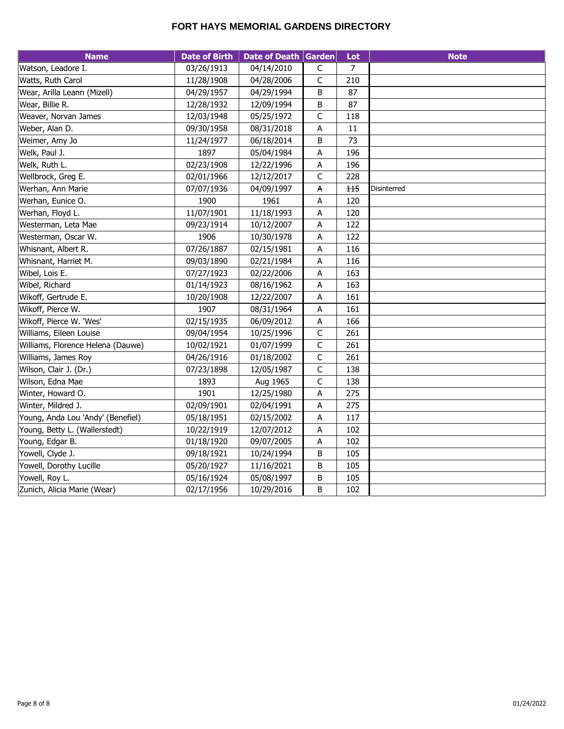# FORT HAYS MEMORIAL GARDENS DIRECTORY

| Name | Date of Birth | Date of Death | Garden | Lot | Note |
|---|---|---|---|---|---|
| Watson, Leadore I. | 03/26/1913 | 04/14/2010 | C | 7 | |
| Watts, Ruth Carol | 11/28/1908 | 04/28/2006 | C | 210 | |
| Wear, Arilla Leann (Mizell) | 04/29/1957 | 04/29/1994 | B | 87 | |
| Wear, Billie R. | 12/28/1932 | 12/09/1994 | B | 87 | |
| Weaver, Norvan James | 12/03/1948 | 05/25/1972 | C | 118 | |
| Weber, Alan D. | 09/30/1958 | 08/31/2018 | A | 11 | |
| Weimer, Amy Jo | 11/24/1977 | 06/18/2014 | B | 73 | |
| Welk, Paul J. | 1897 | 05/04/1984 | A | 196 | |
| Welk, Ruth L. | 02/23/1908 | 12/22/1996 | A | 196 | |
| Wellbrock, Greg E. | 02/01/1966 | 12/12/2017 | C | 228 | |
| Werhan, Ann Marie | 07/07/1936 | 04/09/1997 | ~~A~~ | ~~115~~ | Disinterred |
| Werhan, Eunice O. | 1900 | 1961 | A | 120 | |
| Werhan, Floyd L. | 11/07/1901 | 11/18/1993 | A | 120 | |
| Westerman, Leta Mae | 09/23/1914 | 10/12/2007 | A | 122 | |
| Westerman, Oscar W. | 1906 | 10/30/1978 | A | 122 | |
| Whisnant, Albert R. | 07/26/1887 | 02/15/1981 | A | 116 | |
| Whisnant, Harriet M. | 09/03/1890 | 02/21/1984 | A | 116 | |
| Wibel, Lois E. | 07/27/1923 | 02/22/2006 | A | 163 | |
| Wibel, Richard | 01/14/1923 | 08/16/1962 | A | 163 | |
| Wikoff, Gertrude E. | 10/20/1908 | 12/22/2007 | A | 161 | |
| Wikoff, Pierce W. | 1907 | 08/31/1964 | A | 161 | |
| Wikoff, Pierce W. 'Wes' | 02/15/1935 | 06/09/2012 | A | 166 | |
| Williams, Eileen Louise | 09/04/1954 | 10/25/1996 | C | 261 | |
| Williams, Florence Helena (Dauwe) | 10/02/1921 | 01/07/1999 | C | 261 | |
| Williams, James Roy | 04/26/1916 | 01/18/2002 | C | 261 | |
| Wilson, Clair J. (Dr.) | 07/23/1898 | 12/05/1987 | C | 138 | |
| Wilson, Edna Mae | 1893 | Aug 1965 | C | 138 | |
| Winter, Howard O. | 1901 | 12/25/1980 | A | 275 | |
| Winter, Mildred J. | 02/09/1901 | 02/04/1991 | A | 275 | |
| Young, Anda Lou 'Andy' (Benefiel) | 05/18/1951 | 02/15/2002 | A | 117 | |
| Young, Betty L. (Wallerstedt) | 10/22/1919 | 12/07/2012 | A | 102 | |
| Young, Edgar B. | 01/18/1920 | 09/07/2005 | A | 102 | |
| Yowell, Clyde J. | 09/18/1921 | 10/24/1994 | B | 105 | |
| Yowell, Dorothy Lucille | 05/20/1927 | 11/16/2021 | B | 105 | |
| Yowell, Roy L. | 05/16/1924 | 05/08/1997 | B | 105 | |
| Zunich, Alicia Marie (Wear) | 02/17/1956 | 10/29/2016 | B | 102 | |